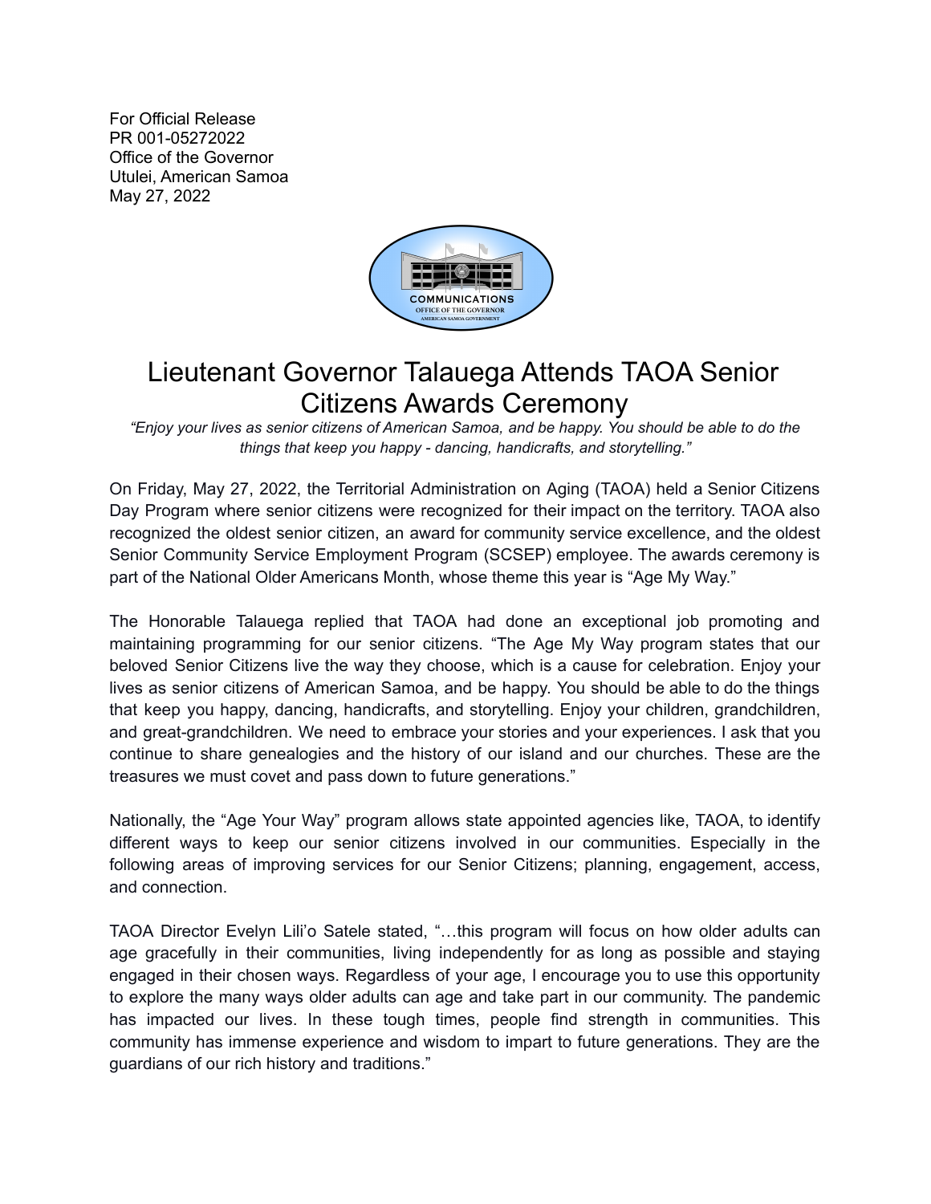For Official Release
PR 001-05272022
Office of the Governor
Utulei, American Samoa
May 27, 2022

# Lieutenant Governor Talauega Attends TAOA Senior Citizens Awards Ceremony

*"Enjoy your lives as senior citizens of American Samoa, and be happy. You should be able to do the things that keep you happy - dancing, handicrafts, and storytelling."*

On Friday, May 27, 2022, the Territorial Administration on Aging (TAOA) held a Senior Citizens Day Program where senior citizens were recognized for their impact on the territory. TAOA also recognized the oldest senior citizen, an award for community service excellence, and the oldest Senior Community Service Employment Program (SCSEP) employee. The awards ceremony is part of the National Older Americans Month, whose theme this year is "Age My Way."

The Honorable Talauega replied that TAOA had done an exceptional job promoting and maintaining programming for our senior citizens. "The Age My Way program states that our beloved Senior Citizens live the way they choose, which is a cause for celebration. Enjoy your lives as senior citizens of American Samoa, and be happy. You should be able to do the things that keep you happy, dancing, handicrafts, and storytelling. Enjoy your children, grandchildren, and great-grandchildren. We need to embrace your stories and your experiences. I ask that you continue to share genealogies and the history of our island and our churches. These are the treasures we must covet and pass down to future generations."

Nationally, the "Age Your Way" program allows state appointed agencies like, TAOA, to identify different ways to keep our senior citizens involved in our communities. Especially in the following areas of improving services for our Senior Citizens; planning, engagement, access, and connection.

TAOA Director Evelyn Lili'o Satele stated, "…this program will focus on how older adults can age gracefully in their communities, living independently for as long as possible and staying engaged in their chosen ways. Regardless of your age, I encourage you to use this opportunity to explore the many ways older adults can age and take part in our community. The pandemic has impacted our lives. In these tough times, people find strength in communities. This community has immense experience and wisdom to impart to future generations. They are the guardians of our rich history and traditions."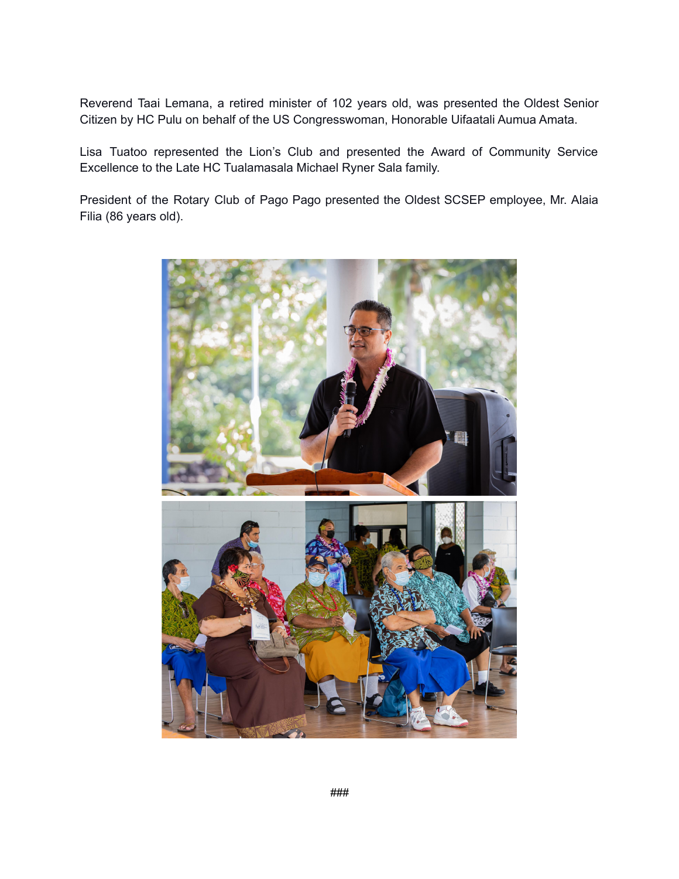Reverend Taai Lemana, a retired minister of 102 years old, was presented the Oldest Senior Citizen by HC Pulu on behalf of the US Congresswoman, Honorable Uifaatali Aumua Amata.

Lisa Tuatoo represented the Lion's Club and presented the Award of Community Service Excellence to the Late HC Tualamasala Michael Ryner Sala family.

President of the Rotary Club of Pago Pago presented the Oldest SCSEP employee, Mr. Alaia Filia (86 years old).

###